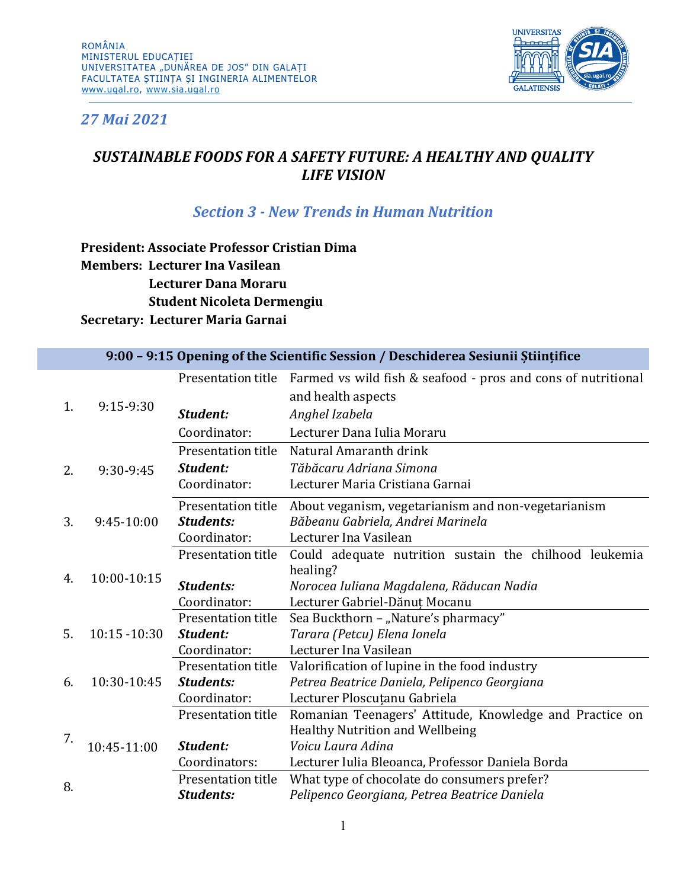ROMÂNIA
MINISTERUL EDUCAȚIEI
UNIVERSITATEA „DUNĂREA DE JOS" DIN GALAȚI
FACULTATEA ȘTIINȚA ȘI INGINERIA ALIMENTELOR
www.ugal.ro, www.sia.ugal.ro

*27 Mai 2021*

# *SUSTAINABLE FOODS FOR A SAFETY FUTURE: A HEALTHY AND QUALITY LIFE VISION*

## *Section 3 - New Trends in Human Nutrition*

**President: Associate Professor Cristian Dima**
**Members: Lecturer Ina Vasilean**
**Lecturer Dana Moraru**
**Student Nicoleta Dermengiu**
**Secretary: Lecturer Maria Garnai**

| **9:00 – 9:15 Opening of the Scientific Session / Deschiderea Sesiunii Științifice** | | | |
|---|---|---|---|
| 1. | 9:15-9:30 | Presentation title | Farmed vs wild fish & seafood - pros and cons of nutritional and health aspects |
| | | ***Student:*** | *Anghel Izabela* |
| | | Coordinator: | Lecturer Dana Iulia Moraru |
| 2. | 9:30-9:45 | Presentation title | Natural Amaranth drink |
| | | ***Student:*** | *Tăbăcaru Adriana Simona* |
| | | Coordinator: | Lecturer Maria Cristiana Garnai |
| 3. | 9:45-10:00 | Presentation title | About veganism, vegetarianism and non-vegetarianism |
| | | ***Students:*** | *Băbeanu Gabriela, Andrei Marinela* |
| | | Coordinator: | Lecturer Ina Vasilean |
| 4. | 10:00-10:15 | Presentation title | Could adequate nutrition sustain the chilhood leukemia healing? |
| | | ***Students:*** | *Norocea Iuliana Magdalena, Răducan Nadia* |
| | | Coordinator: | Lecturer Gabriel-Dănuț Mocanu |
| 5. | 10:15 -10:30 | Presentation title | Sea Buckthorn – „Nature's pharmacy" |
| | | ***Student:*** | *Tarara (Petcu) Elena Ionela* |
| | | Coordinator: | Lecturer Ina Vasilean |
| 6. | 10:30-10:45 | Presentation title | Valorification of lupine in the food industry |
| | | ***Students:*** | *Petrea Beatrice Daniela, Pelipenco Georgiana* |
| | | Coordinator: | Lecturer Ploscuțanu Gabriela |
| 7. | 10:45-11:00 | Presentation title | Romanian Teenagers' Attitude, Knowledge and Practice on Healthy Nutrition and Wellbeing |
| | | ***Student:*** | *Voicu Laura Adina* |
| | | Coordinators: | Lecturer Iulia Bleoanca, Professor Daniela Borda |
| 8. | | Presentation title | What type of chocolate do consumers prefer? |
| | | ***Students:*** | *Pelipenco Georgiana, Petrea Beatrice Daniela* |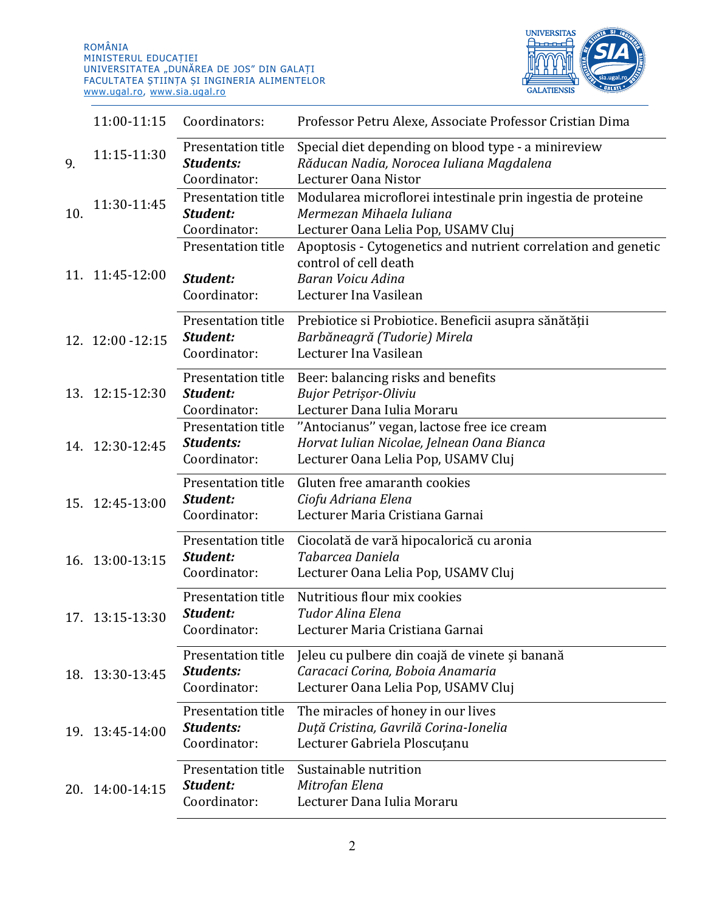| | Time | | |
|---|---|---|---|
| | 11:00-11:15 | Coordinators: | Professor Petru Alexe, Associate Professor Cristian Dima |
| 9. | 11:15-11:30 | Presentation title<br>***Students:***<br>Coordinator: | Special diet depending on blood type - a minireview<br>*Răducan Nadia, Norocea Iuliana Magdalena*<br>Lecturer Oana Nistor |
| 10. | 11:30-11:45 | Presentation title<br>***Student:***<br>Coordinator: | Modularea microflorei intestinale prin ingestia de proteine<br>*Mermezan Mihaela Iuliana*<br>Lecturer Oana Lelia Pop, USAMV Cluj |
| 11. | 11:45-12:00 | Presentation title<br>***Student:***<br>Coordinator: | Apoptosis - Cytogenetics and nutrient correlation and genetic control of cell death<br>*Baran Voicu Adina*<br>Lecturer Ina Vasilean |
| 12. | 12:00 -12:15 | Presentation title<br>***Student:***<br>Coordinator: | Prebiotice si Probiotice. Beneficii asupra sănătății<br>*Barbăneagră (Tudorie) Mirela*<br>Lecturer Ina Vasilean |
| 13. | 12:15-12:30 | Presentation title<br>***Student:***<br>Coordinator: | Beer: balancing risks and benefits<br>*Bujor Petrișor-Oliviu*<br>Lecturer Dana Iulia Moraru |
| 14. | 12:30-12:45 | Presentation title<br>***Students:***<br>Coordinator: | ”Antocianus” vegan, lactose free ice cream<br>*Horvat Iulian Nicolae, Jelnean Oana Bianca*<br>Lecturer Oana Lelia Pop, USAMV Cluj |
| 15. | 12:45-13:00 | Presentation title<br>***Student:***<br>Coordinator: | Gluten free amaranth cookies<br>*Ciofu Adriana Elena*<br>Lecturer Maria Cristiana Garnai |
| 16. | 13:00-13:15 | Presentation title<br>***Student:***<br>Coordinator: | Ciocolată de vară hipocalorică cu aronia<br>*Tabarcea Daniela*<br>Lecturer Oana Lelia Pop, USAMV Cluj |
| 17. | 13:15-13:30 | Presentation title<br>***Student:***<br>Coordinator: | Nutritious flour mix cookies<br>*Tudor Alina Elena*<br>Lecturer Maria Cristiana Garnai |
| 18. | 13:30-13:45 | Presentation title<br>***Students:***<br>Coordinator: | Jeleu cu pulbere din coajă de vinete și banană<br>*Caracaci Corina, Boboia Anamaria*<br>Lecturer Oana Lelia Pop, USAMV Cluj |
| 19. | 13:45-14:00 | Presentation title<br>***Students:***<br>Coordinator: | The miracles of honey in our lives<br>*Duță Cristina, Gavrilă Corina-Ionelia*<br>Lecturer Gabriela Ploscuțanu |
| 20. | 14:00-14:15 | Presentation title<br>***Student:***<br>Coordinator: | Sustainable nutrition<br>*Mitrofan Elena*<br>Lecturer Dana Iulia Moraru |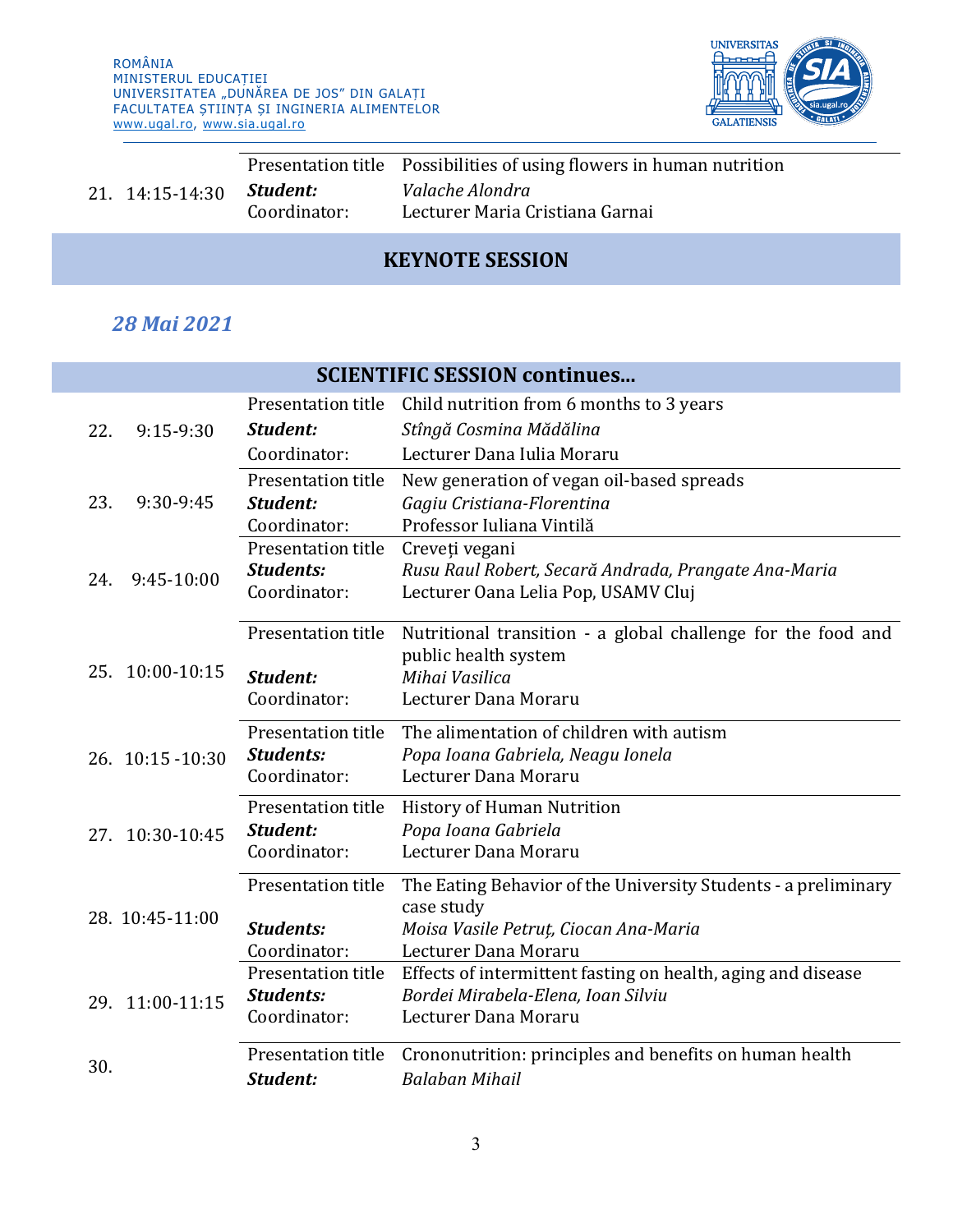| | | | |
|---|---|---|---|
| 21. | 14:15-14:30 | Presentation title | Possibilities of using flowers in human nutrition |
| | | ***Student:*** | *Valache Alondra* |
| | | Coordinator: | Lecturer Maria Cristiana Garnai |

## KEYNOTE SESSION

### *28 Mai 2021*

## SCIENTIFIC SESSION continues...

| | | | |
|---|---|---|---|
| 22. | 9:15-9:30 | Presentation title | Child nutrition from 6 months to 3 years |
| | | ***Student:*** | *Stîngă Cosmina Mădălina* |
| | | Coordinator: | Lecturer Dana Iulia Moraru |
| 23. | 9:30-9:45 | Presentation title | New generation of vegan oil-based spreads |
| | | ***Student:*** | *Gagiu Cristiana-Florentina* |
| | | Coordinator: | Professor Iuliana Vintilă |
| 24. | 9:45-10:00 | Presentation title | Creveți vegani |
| | | ***Students:*** | *Rusu Raul Robert, Secară Andrada, Prangate Ana-Maria* |
| | | Coordinator: | Lecturer Oana Lelia Pop, USAMV Cluj |
| 25. | 10:00-10:15 | Presentation title | Nutritional transition - a global challenge for the food and public health system |
| | | ***Student:*** | *Mihai Vasilica* |
| | | Coordinator: | Lecturer Dana Moraru |
| 26. | 10:15 -10:30 | Presentation title | The alimentation of children with autism |
| | | ***Students:*** | *Popa Ioana Gabriela, Neagu Ionela* |
| | | Coordinator: | Lecturer Dana Moraru |
| 27. | 10:30-10:45 | Presentation title | History of Human Nutrition |
| | | ***Student:*** | *Popa Ioana Gabriela* |
| | | Coordinator: | Lecturer Dana Moraru |
| 28. | 10:45-11:00 | Presentation title | The Eating Behavior of the University Students - a preliminary case study |
| | | ***Students:*** | *Moisa Vasile Petruț, Ciocan Ana-Maria* |
| | | Coordinator: | Lecturer Dana Moraru |
| 29. | 11:00-11:15 | Presentation title | Effects of intermittent fasting on health, aging and disease |
| | | ***Students:*** | *Bordei Mirabela-Elena, Ioan Silviu* |
| | | Coordinator: | Lecturer Dana Moraru |
| 30. | | Presentation title | Crononutrition: principles and benefits on human health |
| | | ***Student:*** | *Balaban Mihail* |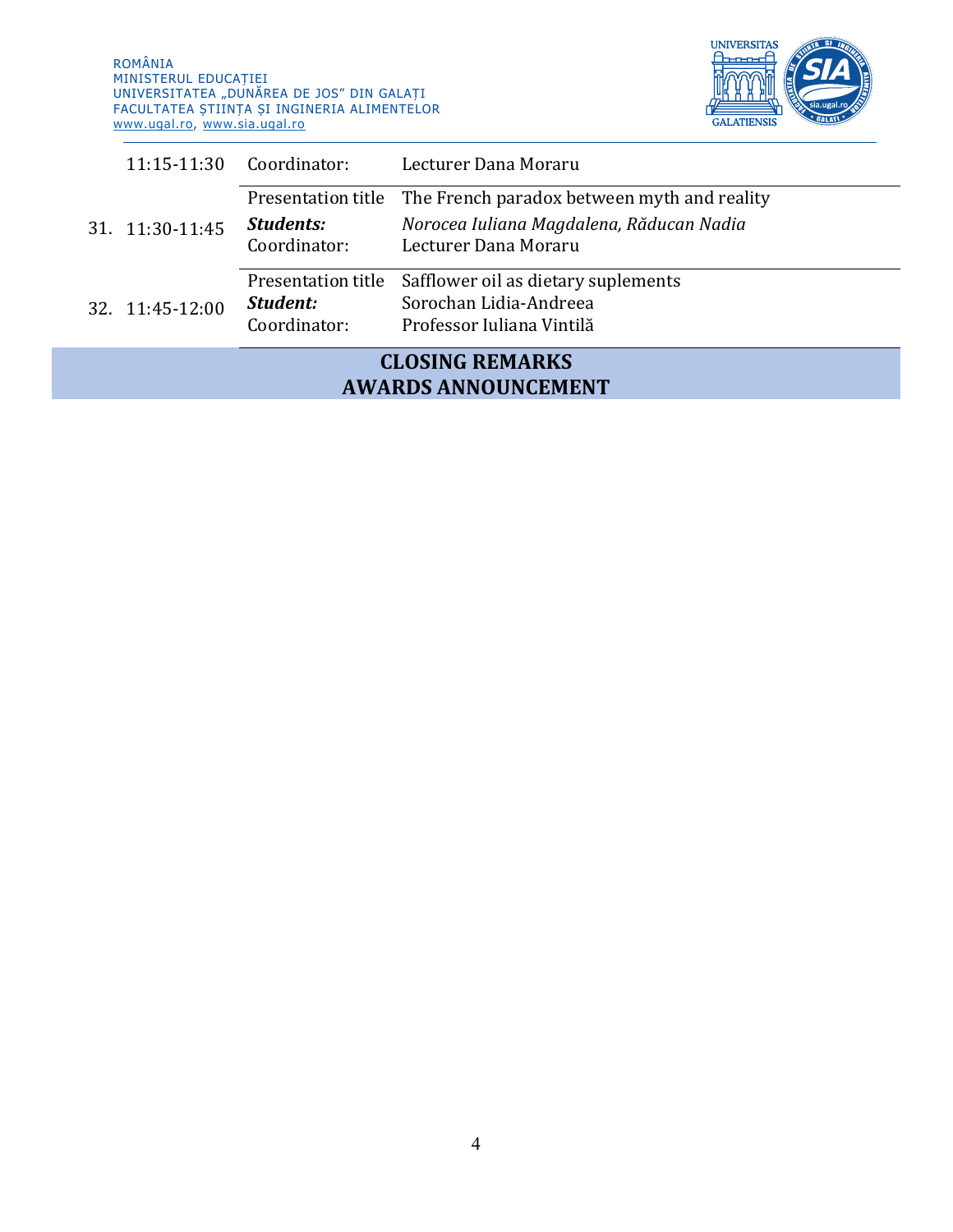| | | | |
|---|---|---|---|
| | 11:15-11:30 | Coordinator: | Lecturer Dana Moraru |
| 31. | 11:30-11:45 | Presentation title | The French paradox between myth and reality |
| | | ***Students:*** | *Norocea Iuliana Magdalena, Răducan Nadia* |
| | | Coordinator: | Lecturer Dana Moraru |
| 32. | 11:45-12:00 | Presentation title | Safflower oil as dietary suplements |
| | | ***Student:*** | Sorochan Lidia-Andreea |
| | | Coordinator: | Professor Iuliana Vintilă |

**CLOSING REMARKS**
**AWARDS ANNOUNCEMENT**